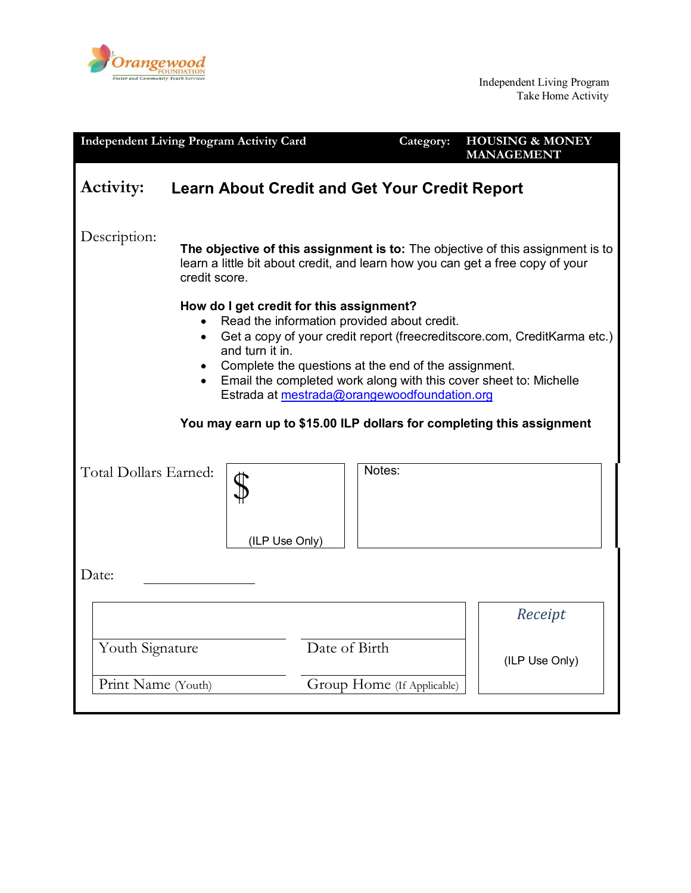Orangewood FOUNDATION
Foster and Community Youth Services

Independent Living Program
Take Home Activity

| Independent Living Program Activity Card | Category: **HOUSING & MONEY MANAGEMENT** |
|---|---|

## Activity: Learn About Credit and Get Your Credit Report

Description:

**The objective of this assignment is to:** The objective of this assignment is to learn a little bit about credit, and learn how you can get a free copy of your credit score.

**How do I get credit for this assignment?**

- Read the information provided about credit.
- Get a copy of your credit report (freecreditscore.com, CreditKarma etc.) and turn it in.
- Complete the questions at the end of the assignment.
- Email the completed work along with this cover sheet to: Michelle Estrada at mestrada@orangewoodfoundation.org

**You may earn up to $15.00 ILP dollars for completing this assignment**

Total Dollars Earned: $ (ILP Use Only)

Notes:

Date: ______________

| | | Receipt |
|---|---|---|
| Youth Signature | Date of Birth | (ILP Use Only) |
| Print Name (Youth) | Group Home (If Applicable) | |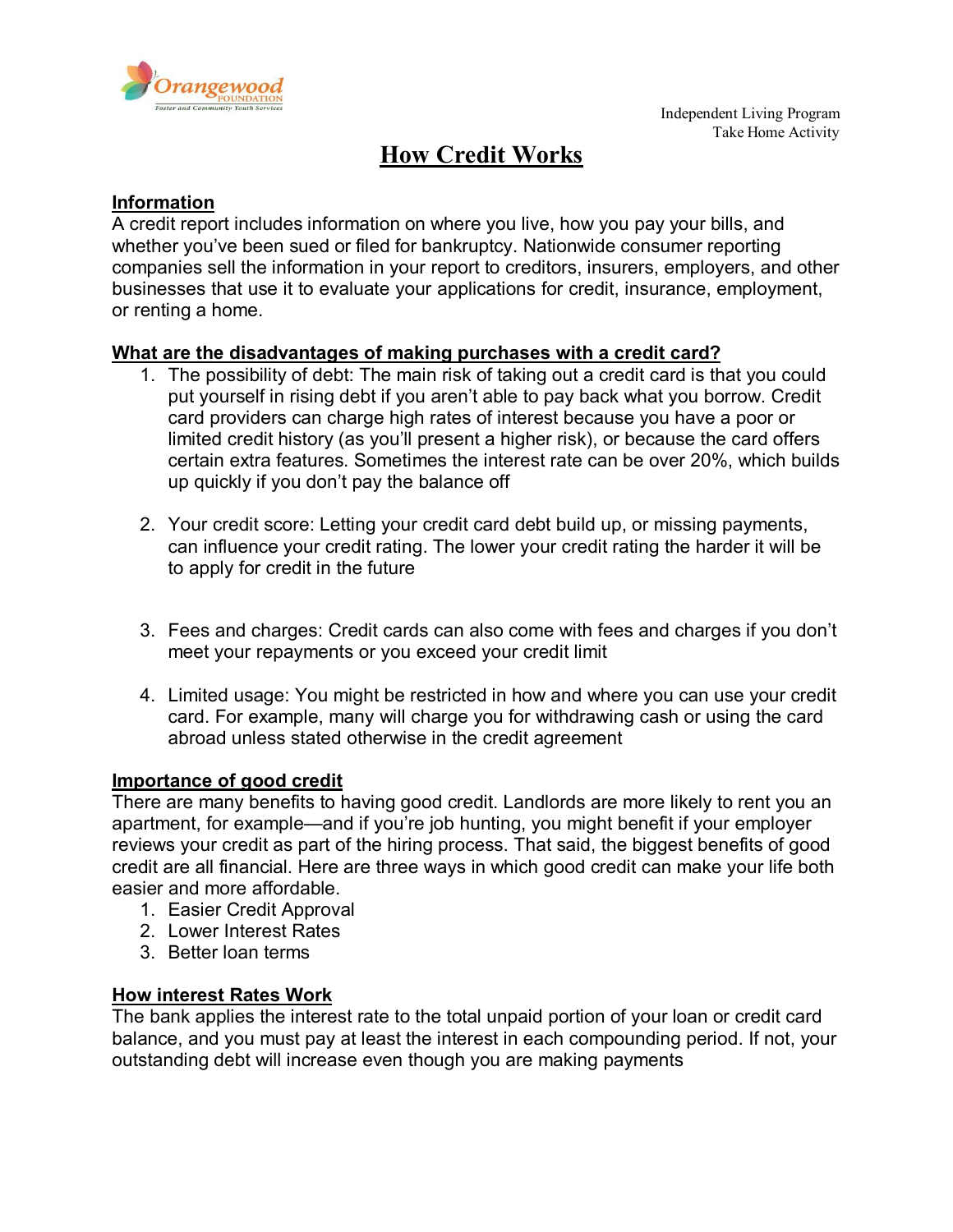Independent Living Program
Take Home Activity

# How Credit Works

## Information

A credit report includes information on where you live, how you pay your bills, and whether you've been sued or filed for bankruptcy. Nationwide consumer reporting companies sell the information in your report to creditors, insurers, employers, and other businesses that use it to evaluate your applications for credit, insurance, employment, or renting a home.

## What are the disadvantages of making purchases with a credit card?

1. The possibility of debt: The main risk of taking out a credit card is that you could put yourself in rising debt if you aren't able to pay back what you borrow. Credit card providers can charge high rates of interest because you have a poor or limited credit history (as you'll present a higher risk), or because the card offers certain extra features. Sometimes the interest rate can be over 20%, which builds up quickly if you don't pay the balance off

2. Your credit score: Letting your credit card debt build up, or missing payments, can influence your credit rating. The lower your credit rating the harder it will be to apply for credit in the future

3. Fees and charges: Credit cards can also come with fees and charges if you don't meet your repayments or you exceed your credit limit

4. Limited usage: You might be restricted in how and where you can use your credit card. For example, many will charge you for withdrawing cash or using the card abroad unless stated otherwise in the credit agreement

## Importance of good credit

There are many benefits to having good credit. Landlords are more likely to rent you an apartment, for example—and if you're job hunting, you might benefit if your employer reviews your credit as part of the hiring process. That said, the biggest benefits of good credit are all financial. Here are three ways in which good credit can make your life both easier and more affordable.

1. Easier Credit Approval
2. Lower Interest Rates
3. Better loan terms

## How interest Rates Work

The bank applies the interest rate to the total unpaid portion of your loan or credit card balance, and you must pay at least the interest in each compounding period. If not, your outstanding debt will increase even though you are making payments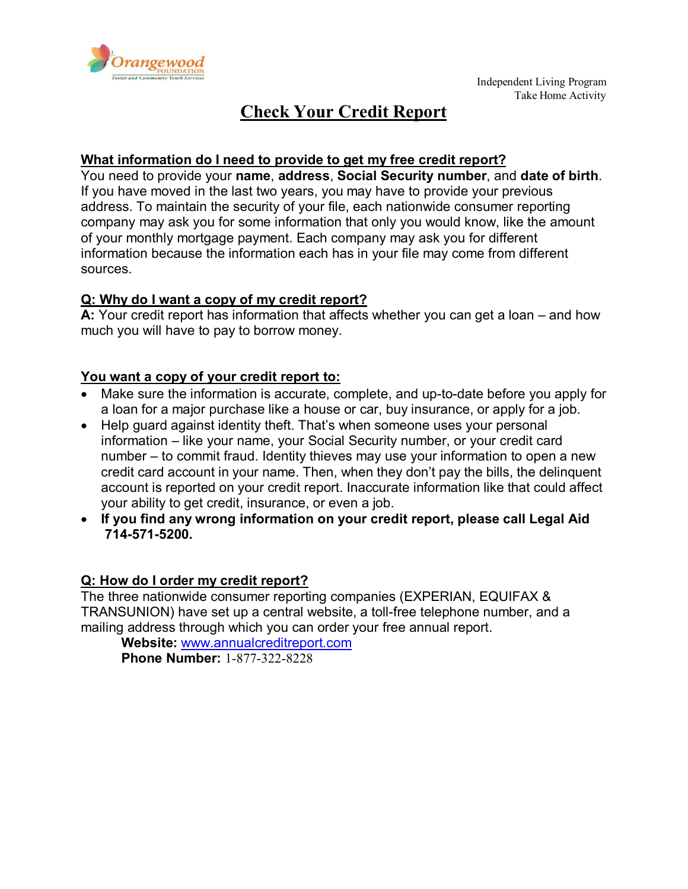Independent Living Program
Take Home Activity

# Check Your Credit Report

**What information do I need to provide to get my free credit report?**

You need to provide your **name**, **address**, **Social Security number**, and **date of birth**. If you have moved in the last two years, you may have to provide your previous address. To maintain the security of your file, each nationwide consumer reporting company may ask you for some information that only you would know, like the amount of your monthly mortgage payment. Each company may ask you for different information because the information each has in your file may come from different sources.

**Q: Why do I want a copy of my credit report?**

**A:** Your credit report has information that affects whether you can get a loan – and how much you will have to pay to borrow money.

**You want a copy of your credit report to:**

- Make sure the information is accurate, complete, and up-to-date before you apply for a loan for a major purchase like a house or car, buy insurance, or apply for a job.
- Help guard against identity theft. That's when someone uses your personal information – like your name, your Social Security number, or your credit card number – to commit fraud. Identity thieves may use your information to open a new credit card account in your name. Then, when they don't pay the bills, the delinquent account is reported on your credit report. Inaccurate information like that could affect your ability to get credit, insurance, or even a job.
- **If you find any wrong information on your credit report, please call Legal Aid 714-571-5200.**

**Q: How do I order my credit report?**

The three nationwide consumer reporting companies (EXPERIAN, EQUIFAX & TRANSUNION) have set up a central website, a toll-free telephone number, and a mailing address through which you can order your free annual report.

**Website:** www.annualcreditreport.com
**Phone Number:** 1-877-322-8228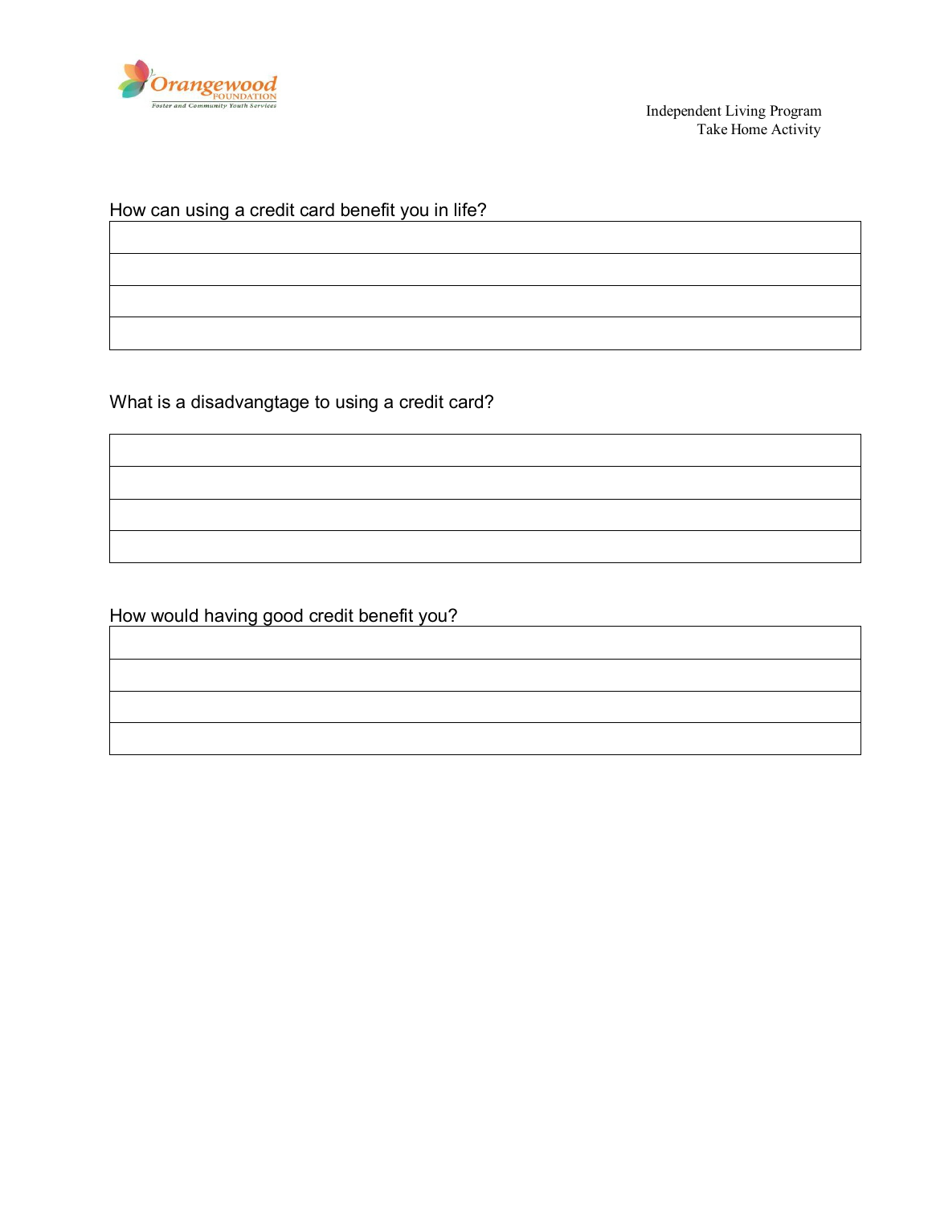Orangewood FOUNDATION
Foster and Community Youth Services

Independent Living Program
Take Home Activity

How can using a credit card benefit you in life?

| |
|---|
| |
| |
| |
| |

What is a disadvangtage to using a credit card?

| |
|---|
| |
| |
| |
| |

How would having good credit benefit you?

| |
|---|
| |
| |
| |
| |